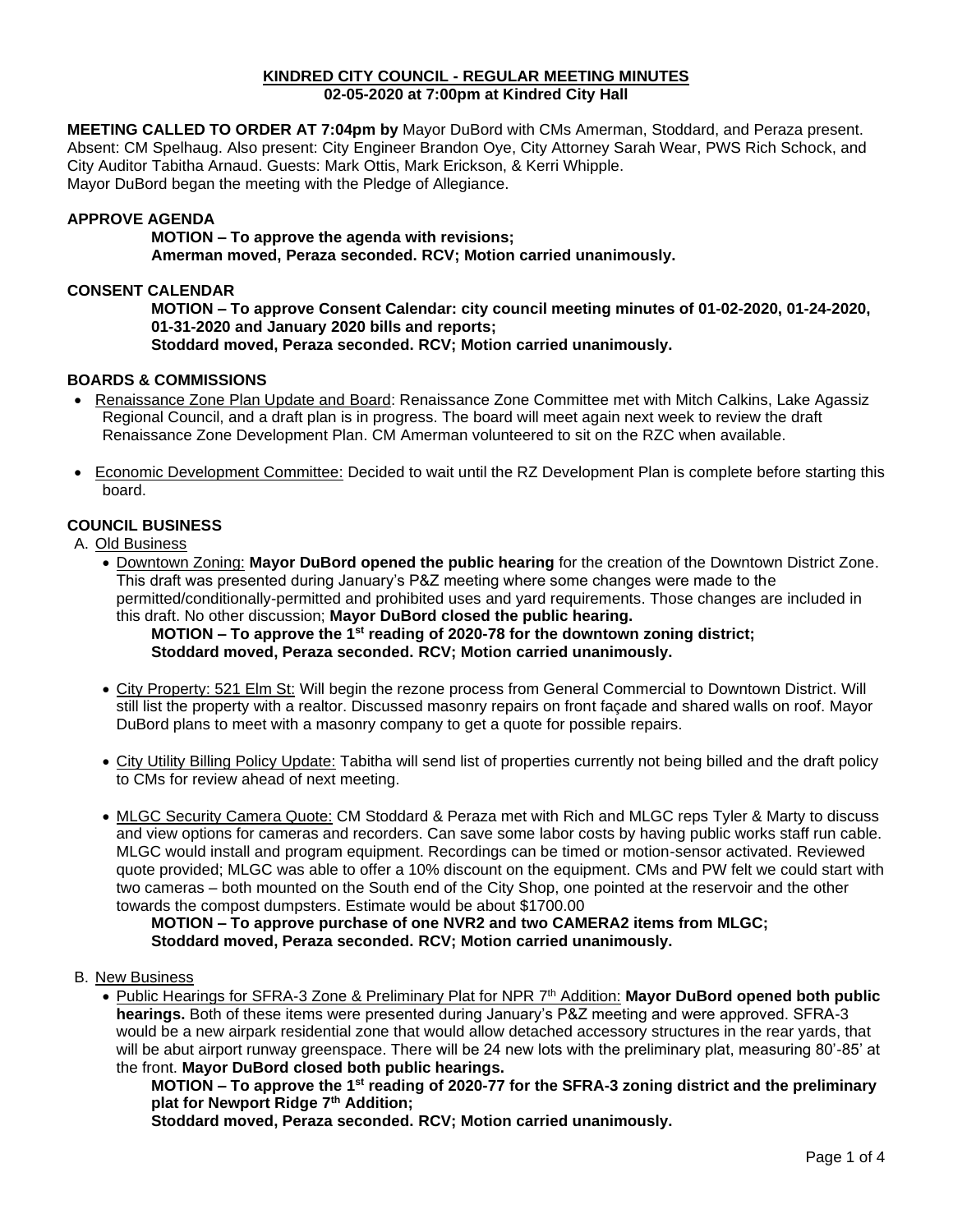# KINDRED CITY COUNCIL - REGULAR MEETING MINUTES
## 02-05-2020 at 7:00pm at Kindred City Hall

**MEETING CALLED TO ORDER AT 7:04pm by** Mayor DuBord with CMs Amerman, Stoddard, and Peraza present. Absent: CM Spelhaug. Also present: City Engineer Brandon Oye, City Attorney Sarah Wear, PWS Rich Schock, and City Auditor Tabitha Arnaud. Guests: Mark Ottis, Mark Erickson, & Kerri Whipple.
Mayor DuBord began the meeting with the Pledge of Allegiance.

### APPROVE AGENDA

**MOTION – To approve the agenda with revisions;**
**Amerman moved, Peraza seconded. RCV; Motion carried unanimously.**

### CONSENT CALENDAR

**MOTION – To approve Consent Calendar: city council meeting minutes of 01-02-2020, 01-24-2020, 01-31-2020 and January 2020 bills and reports;**
**Stoddard moved, Peraza seconded. RCV; Motion carried unanimously.**

### BOARDS & COMMISSIONS

- Renaissance Zone Plan Update and Board: Renaissance Zone Committee met with Mitch Calkins, Lake Agassiz Regional Council, and a draft plan is in progress. The board will meet again next week to review the draft Renaissance Zone Development Plan. CM Amerman volunteered to sit on the RZC when available.

- Economic Development Committee: Decided to wait until the RZ Development Plan is complete before starting this board.

### COUNCIL BUSINESS

A. Old Business

- Downtown Zoning: **Mayor DuBord opened the public hearing** for the creation of the Downtown District Zone. This draft was presented during January's P&Z meeting where some changes were made to the permitted/conditionally-permitted and prohibited uses and yard requirements. Those changes are included in this draft. No other discussion; **Mayor DuBord closed the public hearing.**

  **MOTION – To approve the 1st reading of 2020-78 for the downtown zoning district;**
  **Stoddard moved, Peraza seconded. RCV; Motion carried unanimously.**

- City Property: 521 Elm St: Will begin the rezone process from General Commercial to Downtown District. Will still list the property with a realtor. Discussed masonry repairs on front façade and shared walls on roof. Mayor DuBord plans to meet with a masonry company to get a quote for possible repairs.

- City Utility Billing Policy Update: Tabitha will send list of properties currently not being billed and the draft policy to CMs for review ahead of next meeting.

- MLGC Security Camera Quote: CM Stoddard & Peraza met with Rich and MLGC reps Tyler & Marty to discuss and view options for cameras and recorders. Can save some labor costs by having public works staff run cable. MLGC would install and program equipment. Recordings can be timed or motion-sensor activated. Reviewed quote provided; MLGC was able to offer a 10% discount on the equipment. CMs and PW felt we could start with two cameras – both mounted on the South end of the City Shop, one pointed at the reservoir and the other towards the compost dumpsters. Estimate would be about $1700.00

  **MOTION – To approve purchase of one NVR2 and two CAMERA2 items from MLGC;**
  **Stoddard moved, Peraza seconded. RCV; Motion carried unanimously.**

B. New Business

- Public Hearings for SFRA-3 Zone & Preliminary Plat for NPR 7th Addition: **Mayor DuBord opened both public hearings.** Both of these items were presented during January's P&Z meeting and were approved. SFRA-3 would be a new airpark residential zone that would allow detached accessory structures in the rear yards, that will be abut airport runway greenspace. There will be 24 new lots with the preliminary plat, measuring 80'-85' at the front. **Mayor DuBord closed both public hearings.**

  **MOTION – To approve the 1st reading of 2020-77 for the SFRA-3 zoning district and the preliminary plat for Newport Ridge 7th Addition;**
  **Stoddard moved, Peraza seconded. RCV; Motion carried unanimously.**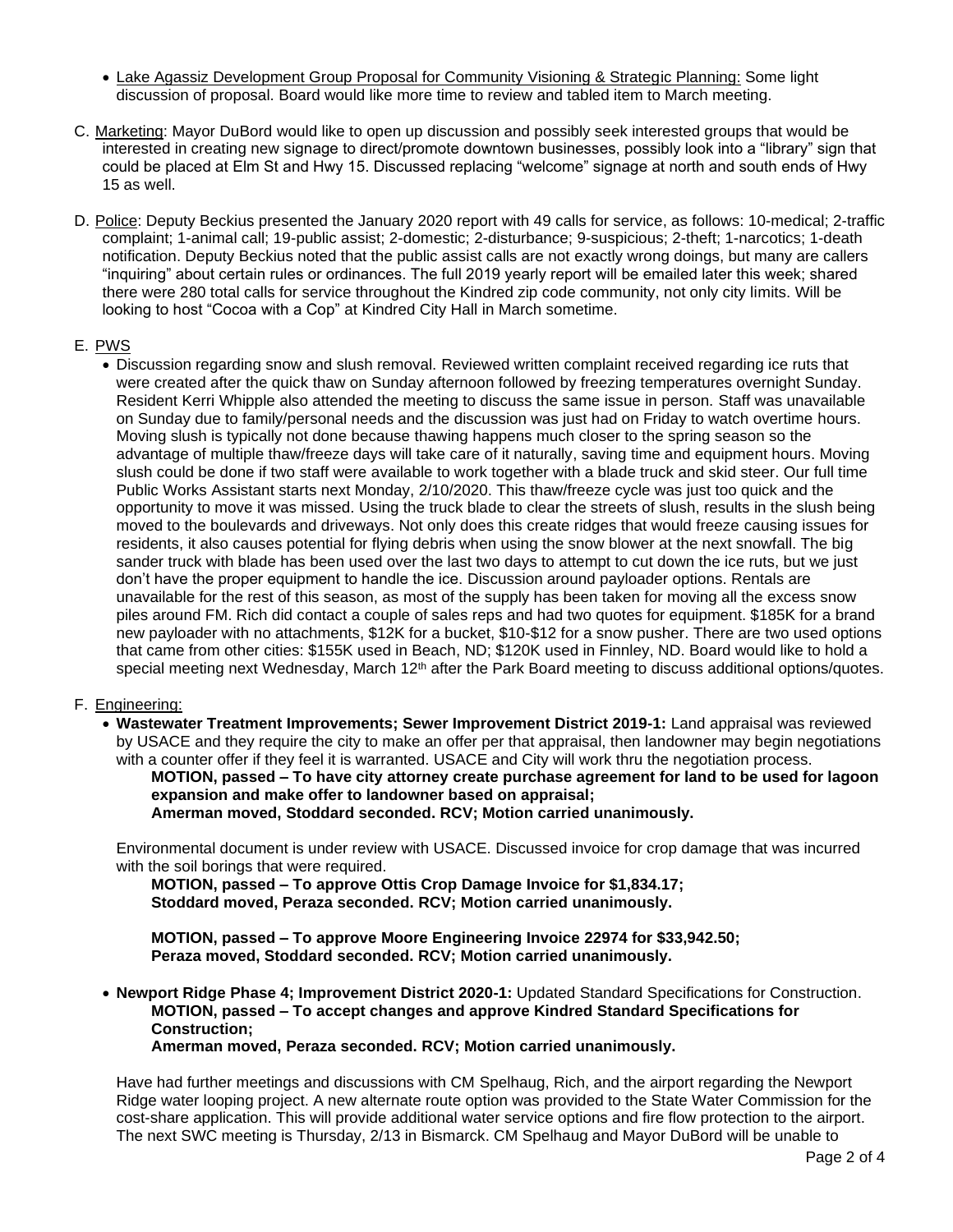- Lake Agassiz Development Group Proposal for Community Visioning & Strategic Planning: Some light discussion of proposal. Board would like more time to review and tabled item to March meeting.

C. Marketing: Mayor DuBord would like to open up discussion and possibly seek interested groups that would be interested in creating new signage to direct/promote downtown businesses, possibly look into a "library" sign that could be placed at Elm St and Hwy 15. Discussed replacing "welcome" signage at north and south ends of Hwy 15 as well.

D. Police: Deputy Beckius presented the January 2020 report with 49 calls for service, as follows: 10-medical; 2-traffic complaint; 1-animal call; 19-public assist; 2-domestic; 2-disturbance; 9-suspicious; 2-theft; 1-narcotics; 1-death notification. Deputy Beckius noted that the public assist calls are not exactly wrong doings, but many are callers "inquiring" about certain rules or ordinances. The full 2019 yearly report will be emailed later this week; shared there were 280 total calls for service throughout the Kindred zip code community, not only city limits. Will be looking to host "Cocoa with a Cop" at Kindred City Hall in March sometime.

E. PWS

- Discussion regarding snow and slush removal. Reviewed written complaint received regarding ice ruts that were created after the quick thaw on Sunday afternoon followed by freezing temperatures overnight Sunday. Resident Kerri Whipple also attended the meeting to discuss the same issue in person. Staff was unavailable on Sunday due to family/personal needs and the discussion was just had on Friday to watch overtime hours. Moving slush is typically not done because thawing happens much closer to the spring season so the advantage of multiple thaw/freeze days will take care of it naturally, saving time and equipment hours. Moving slush could be done if two staff were available to work together with a blade truck and skid steer. Our full time Public Works Assistant starts next Monday, 2/10/2020. This thaw/freeze cycle was just too quick and the opportunity to move it was missed. Using the truck blade to clear the streets of slush, results in the slush being moved to the boulevards and driveways. Not only does this create ridges that would freeze causing issues for residents, it also causes potential for flying debris when using the snow blower at the next snowfall. The big sander truck with blade has been used over the last two days to attempt to cut down the ice ruts, but we just don't have the proper equipment to handle the ice. Discussion around payloader options. Rentals are unavailable for the rest of this season, as most of the supply has been taken for moving all the excess snow piles around FM. Rich did contact a couple of sales reps and had two quotes for equipment. $185K for a brand new payloader with no attachments, $12K for a bucket, $10-$12 for a snow pusher. There are two used options that came from other cities: $155K used in Beach, ND; $120K used in Finnley, ND. Board would like to hold a special meeting next Wednesday, March 12th after the Park Board meeting to discuss additional options/quotes.

F. Engineering:

- **Wastewater Treatment Improvements; Sewer Improvement District 2019-1:** Land appraisal was reviewed by USACE and they require the city to make an offer per that appraisal, then landowner may begin negotiations with a counter offer if they feel it is warranted. USACE and City will work thru the negotiation process.

  **MOTION, passed – To have city attorney create purchase agreement for land to be used for lagoon expansion and make offer to landowner based on appraisal;**
  **Amerman moved, Stoddard seconded. RCV; Motion carried unanimously.**

  Environmental document is under review with USACE. Discussed invoice for crop damage that was incurred with the soil borings that were required.

  **MOTION, passed – To approve Ottis Crop Damage Invoice for $1,834.17;**
  **Stoddard moved, Peraza seconded. RCV; Motion carried unanimously.**

  **MOTION, passed – To approve Moore Engineering Invoice 22974 for $33,942.50;**
  **Peraza moved, Stoddard seconded. RCV; Motion carried unanimously.**

- **Newport Ridge Phase 4; Improvement District 2020-1:** Updated Standard Specifications for Construction.

  **MOTION, passed – To accept changes and approve Kindred Standard Specifications for Construction;**
  **Amerman moved, Peraza seconded. RCV; Motion carried unanimously.**

  Have had further meetings and discussions with CM Spelhaug, Rich, and the airport regarding the Newport Ridge water looping project. A new alternate route option was provided to the State Water Commission for the cost-share application. This will provide additional water service options and fire flow protection to the airport. The next SWC meeting is Thursday, 2/13 in Bismarck. CM Spelhaug and Mayor DuBord will be unable to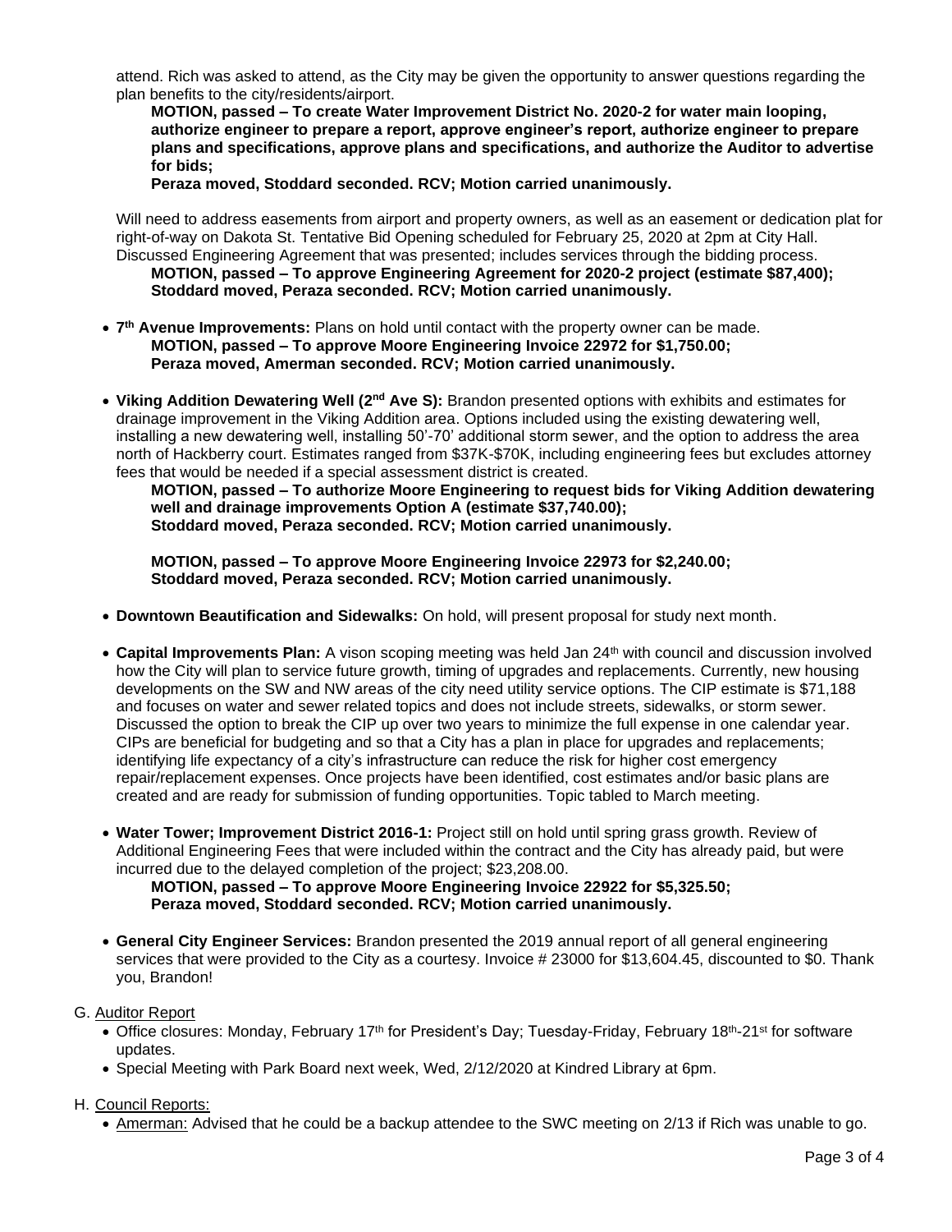attend. Rich was asked to attend, as the City may be given the opportunity to answer questions regarding the plan benefits to the city/residents/airport.

**MOTION, passed – To create Water Improvement District No. 2020-2 for water main looping, authorize engineer to prepare a report, approve engineer's report, authorize engineer to prepare plans and specifications, approve plans and specifications, and authorize the Auditor to advertise for bids;**
**Peraza moved, Stoddard seconded. RCV; Motion carried unanimously.**

Will need to address easements from airport and property owners, as well as an easement or dedication plat for right-of-way on Dakota St. Tentative Bid Opening scheduled for February 25, 2020 at 2pm at City Hall. Discussed Engineering Agreement that was presented; includes services through the bidding process.

**MOTION, passed – To approve Engineering Agreement for 2020-2 project (estimate $87,400);**
**Stoddard moved, Peraza seconded. RCV; Motion carried unanimously.**

- **7th Avenue Improvements:** Plans on hold until contact with the property owner can be made.
  **MOTION, passed – To approve Moore Engineering Invoice 22972 for $1,750.00;**
  **Peraza moved, Amerman seconded. RCV; Motion carried unanimously.**

- **Viking Addition Dewatering Well (2nd Ave S):** Brandon presented options with exhibits and estimates for drainage improvement in the Viking Addition area. Options included using the existing dewatering well, installing a new dewatering well, installing 50'-70' additional storm sewer, and the option to address the area north of Hackberry court. Estimates ranged from $37K-$70K, including engineering fees but excludes attorney fees that would be needed if a special assessment district is created.
  **MOTION, passed – To authorize Moore Engineering to request bids for Viking Addition dewatering well and drainage improvements Option A (estimate $37,740.00);**
  **Stoddard moved, Peraza seconded. RCV; Motion carried unanimously.**

  **MOTION, passed – To approve Moore Engineering Invoice 22973 for $2,240.00;**
  **Stoddard moved, Peraza seconded. RCV; Motion carried unanimously.**

- **Downtown Beautification and Sidewalks:** On hold, will present proposal for study next month.

- **Capital Improvements Plan:** A vison scoping meeting was held Jan 24th with council and discussion involved how the City will plan to service future growth, timing of upgrades and replacements. Currently, new housing developments on the SW and NW areas of the city need utility service options. The CIP estimate is $71,188 and focuses on water and sewer related topics and does not include streets, sidewalks, or storm sewer. Discussed the option to break the CIP up over two years to minimize the full expense in one calendar year. CIPs are beneficial for budgeting and so that a City has a plan in place for upgrades and replacements; identifying life expectancy of a city's infrastructure can reduce the risk for higher cost emergency repair/replacement expenses. Once projects have been identified, cost estimates and/or basic plans are created and are ready for submission of funding opportunities. Topic tabled to March meeting.

- **Water Tower; Improvement District 2016-1:** Project still on hold until spring grass growth. Review of Additional Engineering Fees that were included within the contract and the City has already paid, but were incurred due to the delayed completion of the project; $23,208.00.
  **MOTION, passed – To approve Moore Engineering Invoice 22922 for $5,325.50;**
  **Peraza moved, Stoddard seconded. RCV; Motion carried unanimously.**

- **General City Engineer Services:** Brandon presented the 2019 annual report of all general engineering services that were provided to the City as a courtesy. Invoice # 23000 for $13,604.45, discounted to $0. Thank you, Brandon!

G. Auditor Report

- Office closures: Monday, February 17th for President's Day; Tuesday-Friday, February 18th-21st for software updates.
- Special Meeting with Park Board next week, Wed, 2/12/2020 at Kindred Library at 6pm.

H. Council Reports:

- Amerman: Advised that he could be a backup attendee to the SWC meeting on 2/13 if Rich was unable to go.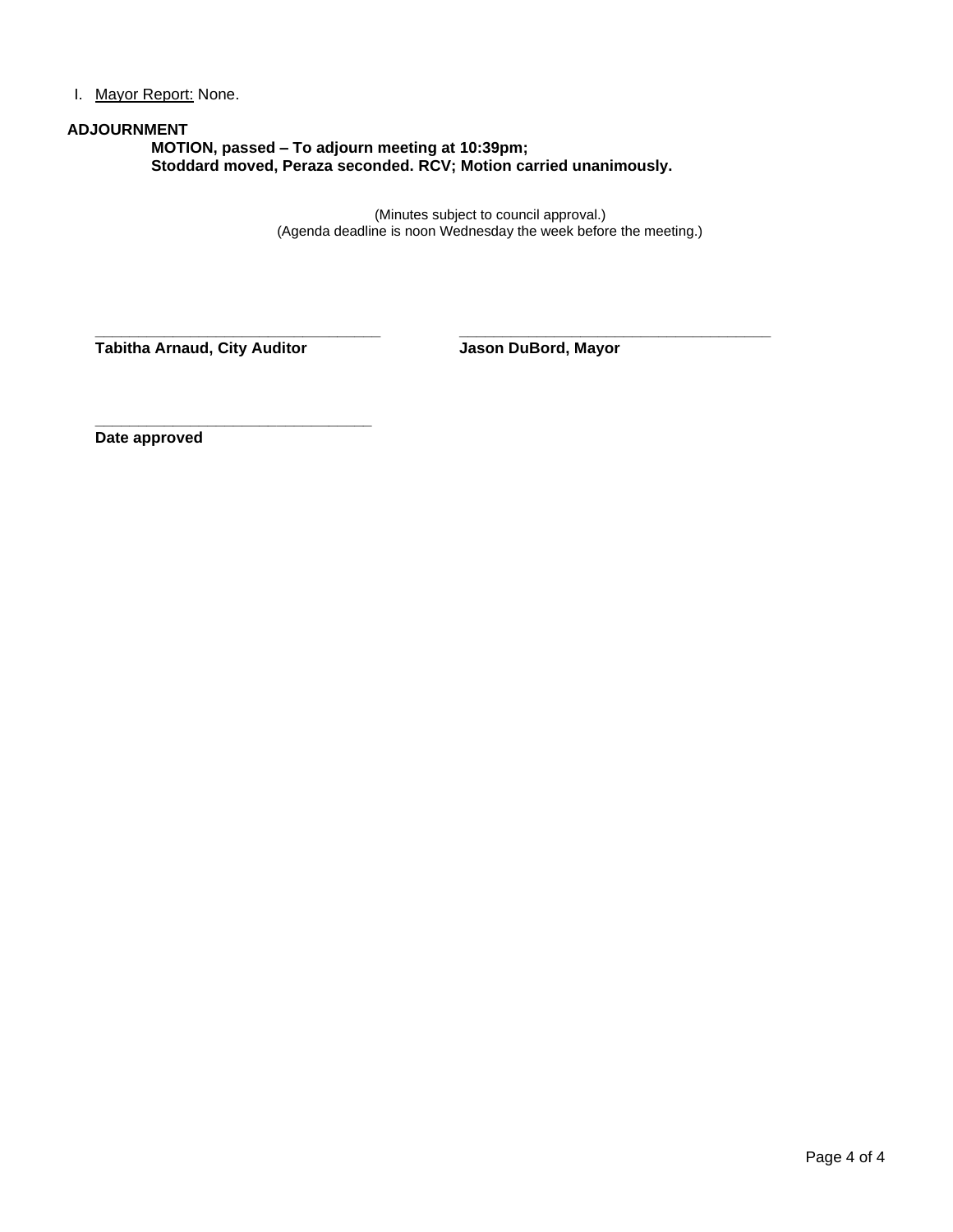I. Mayor Report: None.

**ADJOURNMENT**

**MOTION, passed – To adjourn meeting at 10:39pm;**
**Stoddard moved, Peraza seconded. RCV; Motion carried unanimously.**

(Minutes subject to council approval.)
(Agenda deadline is noon Wednesday the week before the meeting.)

\_\_\_\_\_\_\_\_\_\_\_\_\_\_\_\_\_\_\_\_\_\_\_\_\_\_\_\_\_\_\_\_
**Tabitha Arnaud, City Auditor**

\_\_\_\_\_\_\_\_\_\_\_\_\_\_\_\_\_\_\_\_\_\_\_\_\_\_\_\_\_\_\_\_
**Jason DuBord, Mayor**

\_\_\_\_\_\_\_\_\_\_\_\_\_\_\_\_\_\_\_\_\_\_\_\_\_\_\_\_\_\_\_\_
**Date approved**